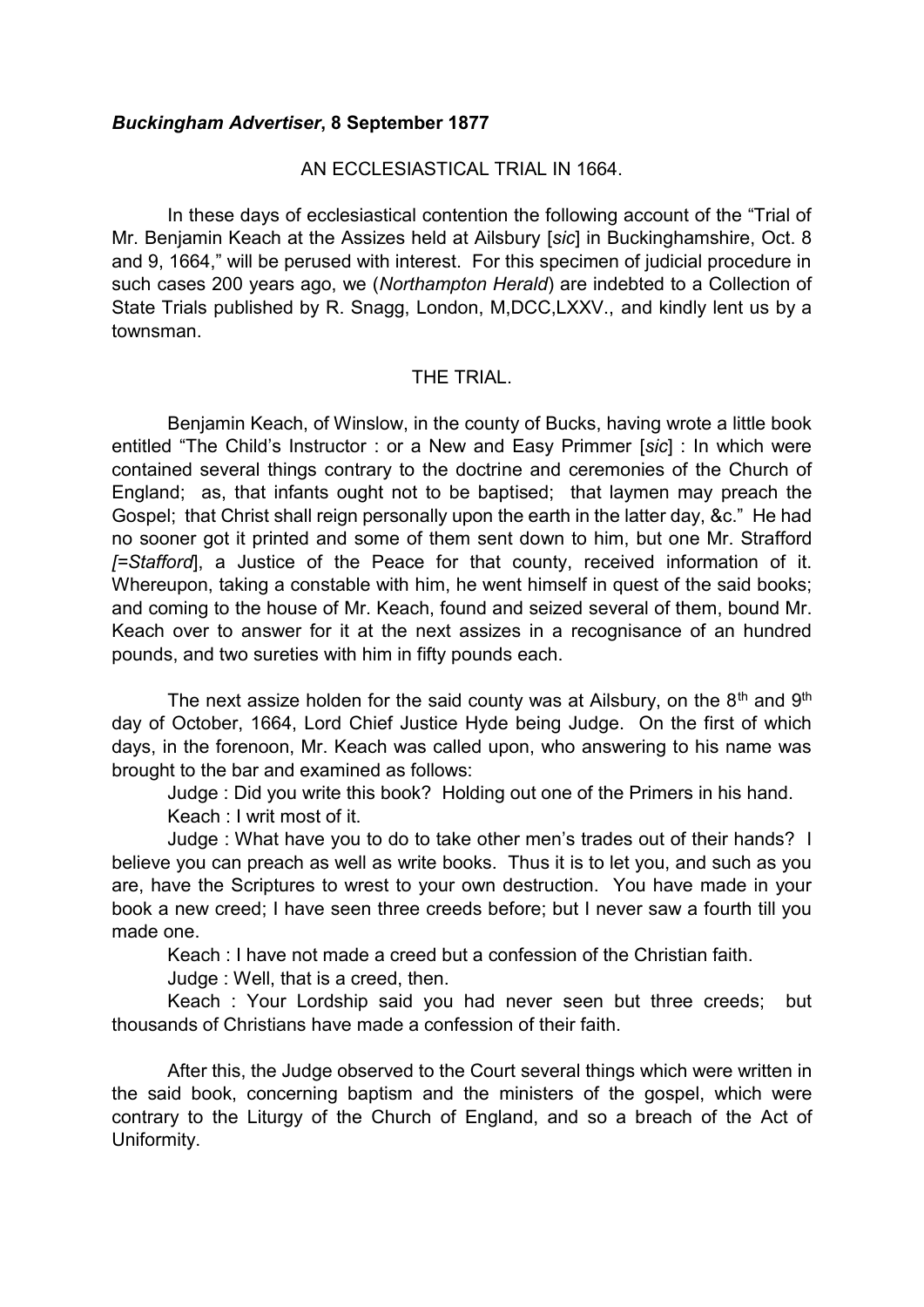***Buckingham Advertiser*, 8 September 1877**

AN ECCLESIASTICAL TRIAL IN 1664.

In these days of ecclesiastical contention the following account of the "Trial of Mr. Benjamin Keach at the Assizes held at Ailsbury [*sic*] in Buckinghamshire, Oct. 8 and 9, 1664," will be perused with interest. For this specimen of judicial procedure in such cases 200 years ago, we (*Northampton Herald*) are indebted to a Collection of State Trials published by R. Snagg, London, M,DCC,LXXV., and kindly lent us by a townsman.

THE TRIAL.

Benjamin Keach, of Winslow, in the county of Bucks, having wrote a little book entitled "The Child's Instructor : or a New and Easy Primmer [*sic*] : In which were contained several things contrary to the doctrine and ceremonies of the Church of England; as, that infants ought not to be baptised; that laymen may preach the Gospel; that Christ shall reign personally upon the earth in the latter day, &c." He had no sooner got it printed and some of them sent down to him, but one Mr. Strafford *[=Stafford*], a Justice of the Peace for that county, received information of it. Whereupon, taking a constable with him, he went himself in quest of the said books; and coming to the house of Mr. Keach, found and seized several of them, bound Mr. Keach over to answer for it at the next assizes in a recognisance of an hundred pounds, and two sureties with him in fifty pounds each.

The next assize holden for the said county was at Ailsbury, on the 8th and 9th day of October, 1664, Lord Chief Justice Hyde being Judge. On the first of which days, in the forenoon, Mr. Keach was called upon, who answering to his name was brought to the bar and examined as follows:

Judge : Did you write this book? Holding out one of the Primers in his hand.

Keach : I writ most of it.

Judge : What have you to do to take other men's trades out of their hands? I believe you can preach as well as write books. Thus it is to let you, and such as you are, have the Scriptures to wrest to your own destruction. You have made in your book a new creed; I have seen three creeds before; but I never saw a fourth till you made one.

Keach : I have not made a creed but a confession of the Christian faith.

Judge : Well, that is a creed, then.

Keach : Your Lordship said you had never seen but three creeds; but thousands of Christians have made a confession of their faith.

After this, the Judge observed to the Court several things which were written in the said book, concerning baptism and the ministers of the gospel, which were contrary to the Liturgy of the Church of England, and so a breach of the Act of Uniformity.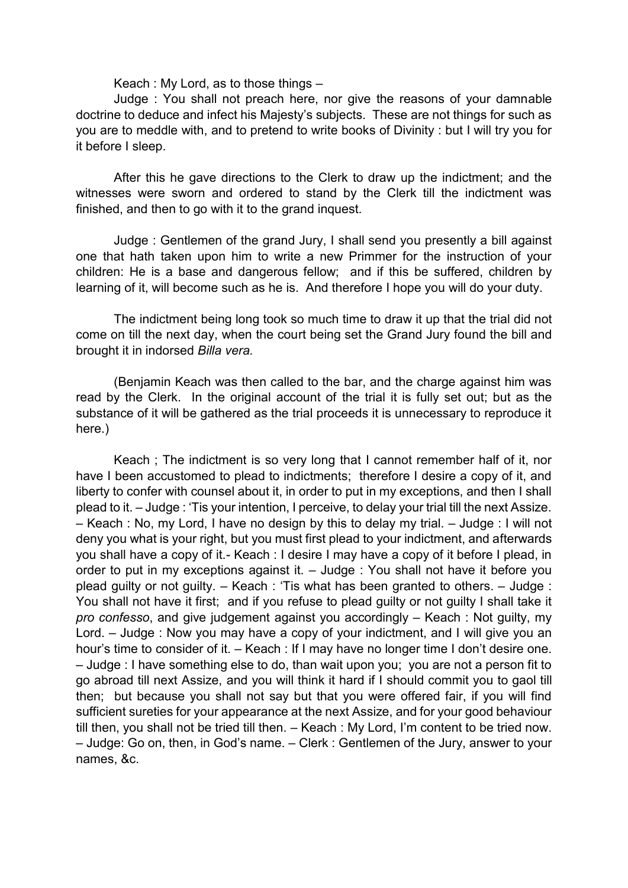Keach : My Lord, as to those things –

Judge : You shall not preach here, nor give the reasons of your damnable doctrine to deduce and infect his Majesty's subjects. These are not things for such as you are to meddle with, and to pretend to write books of Divinity : but I will try you for it before I sleep.

After this he gave directions to the Clerk to draw up the indictment; and the witnesses were sworn and ordered to stand by the Clerk till the indictment was finished, and then to go with it to the grand inquest.

Judge : Gentlemen of the grand Jury, I shall send you presently a bill against one that hath taken upon him to write a new Primmer for the instruction of your children: He is a base and dangerous fellow; and if this be suffered, children by learning of it, will become such as he is. And therefore I hope you will do your duty.

The indictment being long took so much time to draw it up that the trial did not come on till the next day, when the court being set the Grand Jury found the bill and brought it in indorsed *Billa vera*.

(Benjamin Keach was then called to the bar, and the charge against him was read by the Clerk. In the original account of the trial it is fully set out; but as the substance of it will be gathered as the trial proceeds it is unnecessary to reproduce it here.)

Keach ; The indictment is so very long that I cannot remember half of it, nor have I been accustomed to plead to indictments; therefore I desire a copy of it, and liberty to confer with counsel about it, in order to put in my exceptions, and then I shall plead to it. – Judge : 'Tis your intention, I perceive, to delay your trial till the next Assize. – Keach : No, my Lord, I have no design by this to delay my trial. – Judge : I will not deny you what is your right, but you must first plead to your indictment, and afterwards you shall have a copy of it.- Keach : I desire I may have a copy of it before I plead, in order to put in my exceptions against it. – Judge : You shall not have it before you plead guilty or not guilty. – Keach : 'Tis what has been granted to others. – Judge : You shall not have it first; and if you refuse to plead guilty or not guilty I shall take it *pro confesso*, and give judgement against you accordingly – Keach : Not guilty, my Lord. – Judge : Now you may have a copy of your indictment, and I will give you an hour's time to consider of it. – Keach : If I may have no longer time I don't desire one. – Judge : I have something else to do, than wait upon you; you are not a person fit to go abroad till next Assize, and you will think it hard if I should commit you to gaol till then; but because you shall not say but that you were offered fair, if you will find sufficient sureties for your appearance at the next Assize, and for your good behaviour till then, you shall not be tried till then. – Keach : My Lord, I'm content to be tried now. – Judge: Go on, then, in God's name. – Clerk : Gentlemen of the Jury, answer to your names, &c.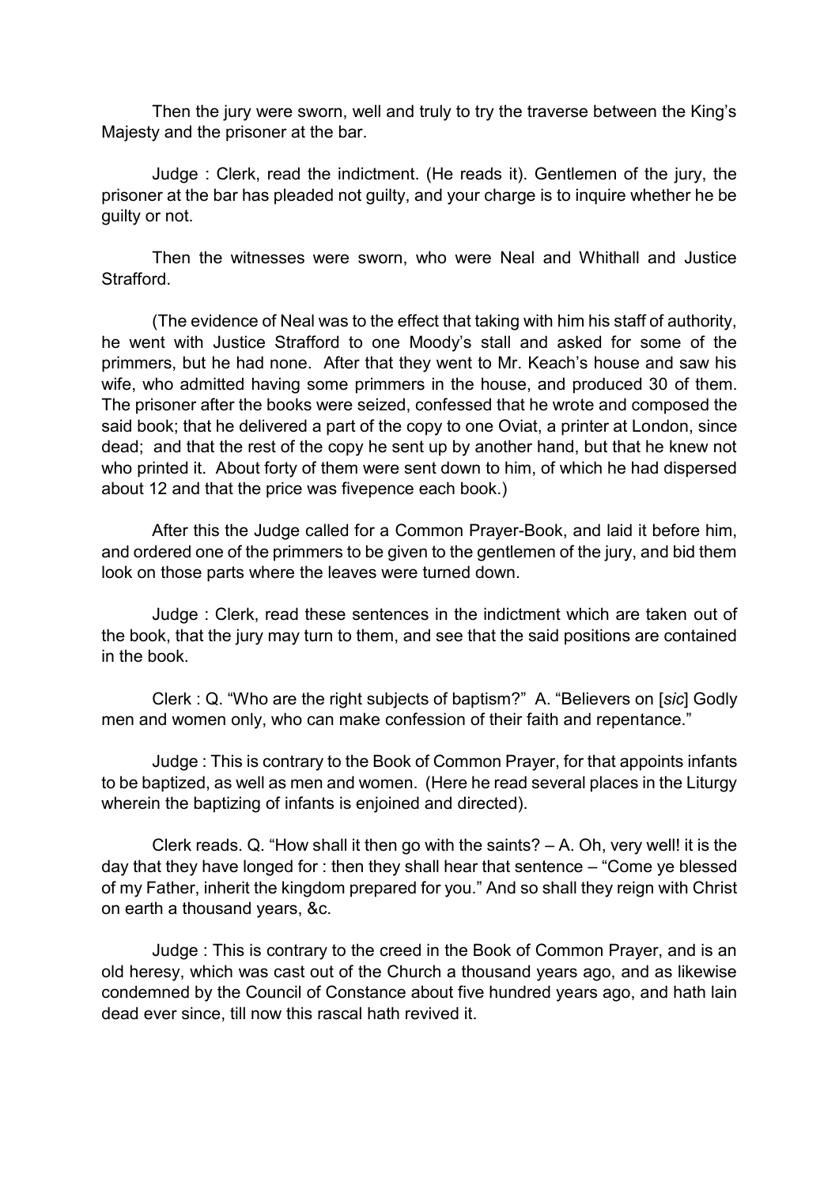Then the jury were sworn, well and truly to try the traverse between the King's Majesty and the prisoner at the bar.

Judge : Clerk, read the indictment. (He reads it). Gentlemen of the jury, the prisoner at the bar has pleaded not guilty, and your charge is to inquire whether he be guilty or not.

Then the witnesses were sworn, who were Neal and Whithall and Justice Strafford.

(The evidence of Neal was to the effect that taking with him his staff of authority, he went with Justice Strafford to one Moody's stall and asked for some of the primmers, but he had none. After that they went to Mr. Keach's house and saw his wife, who admitted having some primmers in the house, and produced 30 of them. The prisoner after the books were seized, confessed that he wrote and composed the said book; that he delivered a part of the copy to one Oviat, a printer at London, since dead; and that the rest of the copy he sent up by another hand, but that he knew not who printed it. About forty of them were sent down to him, of which he had dispersed about 12 and that the price was fivepence each book.)

After this the Judge called for a Common Prayer-Book, and laid it before him, and ordered one of the primmers to be given to the gentlemen of the jury, and bid them look on those parts where the leaves were turned down.

Judge : Clerk, read these sentences in the indictment which are taken out of the book, that the jury may turn to them, and see that the said positions are contained in the book.

Clerk : Q. "Who are the right subjects of baptism?" A. "Believers on [*sic*] Godly men and women only, who can make confession of their faith and repentance."

Judge : This is contrary to the Book of Common Prayer, for that appoints infants to be baptized, as well as men and women. (Here he read several places in the Liturgy wherein the baptizing of infants is enjoined and directed).

Clerk reads. Q. "How shall it then go with the saints? – A. Oh, very well! it is the day that they have longed for : then they shall hear that sentence – "Come ye blessed of my Father, inherit the kingdom prepared for you." And so shall they reign with Christ on earth a thousand years, &c.

Judge : This is contrary to the creed in the Book of Common Prayer, and is an old heresy, which was cast out of the Church a thousand years ago, and as likewise condemned by the Council of Constance about five hundred years ago, and hath lain dead ever since, till now this rascal hath revived it.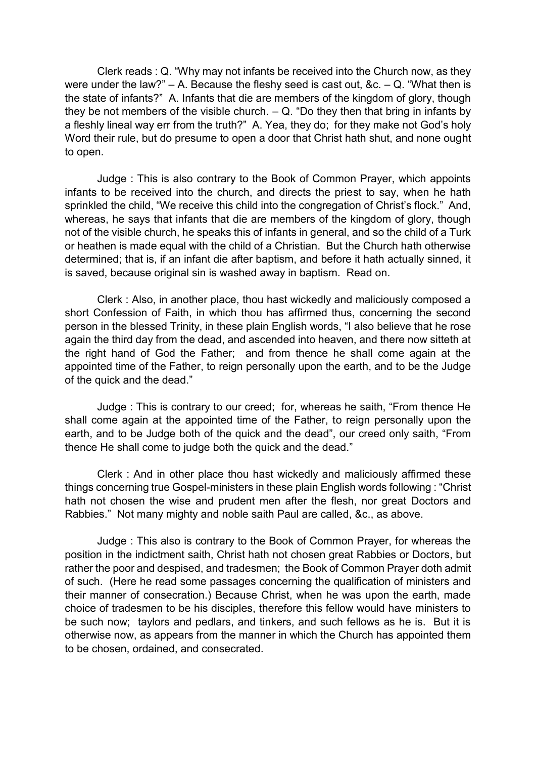Clerk reads : Q. "Why may not infants be received into the Church now, as they were under the law?" – A. Because the fleshy seed is cast out, &c. – Q. "What then is the state of infants?" A. Infants that die are members of the kingdom of glory, though they be not members of the visible church. – Q. "Do they then that bring in infants by a fleshly lineal way err from the truth?" A. Yea, they do; for they make not God's holy Word their rule, but do presume to open a door that Christ hath shut, and none ought to open.

Judge : This is also contrary to the Book of Common Prayer, which appoints infants to be received into the church, and directs the priest to say, when he hath sprinkled the child, "We receive this child into the congregation of Christ's flock." And, whereas, he says that infants that die are members of the kingdom of glory, though not of the visible church, he speaks this of infants in general, and so the child of a Turk or heathen is made equal with the child of a Christian. But the Church hath otherwise determined; that is, if an infant die after baptism, and before it hath actually sinned, it is saved, because original sin is washed away in baptism. Read on.

Clerk : Also, in another place, thou hast wickedly and maliciously composed a short Confession of Faith, in which thou has affirmed thus, concerning the second person in the blessed Trinity, in these plain English words, "I also believe that he rose again the third day from the dead, and ascended into heaven, and there now sitteth at the right hand of God the Father; and from thence he shall come again at the appointed time of the Father, to reign personally upon the earth, and to be the Judge of the quick and the dead."

Judge : This is contrary to our creed; for, whereas he saith, "From thence He shall come again at the appointed time of the Father, to reign personally upon the earth, and to be Judge both of the quick and the dead", our creed only saith, "From thence He shall come to judge both the quick and the dead."

Clerk : And in other place thou hast wickedly and maliciously affirmed these things concerning true Gospel-ministers in these plain English words following : "Christ hath not chosen the wise and prudent men after the flesh, nor great Doctors and Rabbies." Not many mighty and noble saith Paul are called, &c., as above.

Judge : This also is contrary to the Book of Common Prayer, for whereas the position in the indictment saith, Christ hath not chosen great Rabbies or Doctors, but rather the poor and despised, and tradesmen; the Book of Common Prayer doth admit of such. (Here he read some passages concerning the qualification of ministers and their manner of consecration.) Because Christ, when he was upon the earth, made choice of tradesmen to be his disciples, therefore this fellow would have ministers to be such now; taylors and pedlars, and tinkers, and such fellows as he is. But it is otherwise now, as appears from the manner in which the Church has appointed them to be chosen, ordained, and consecrated.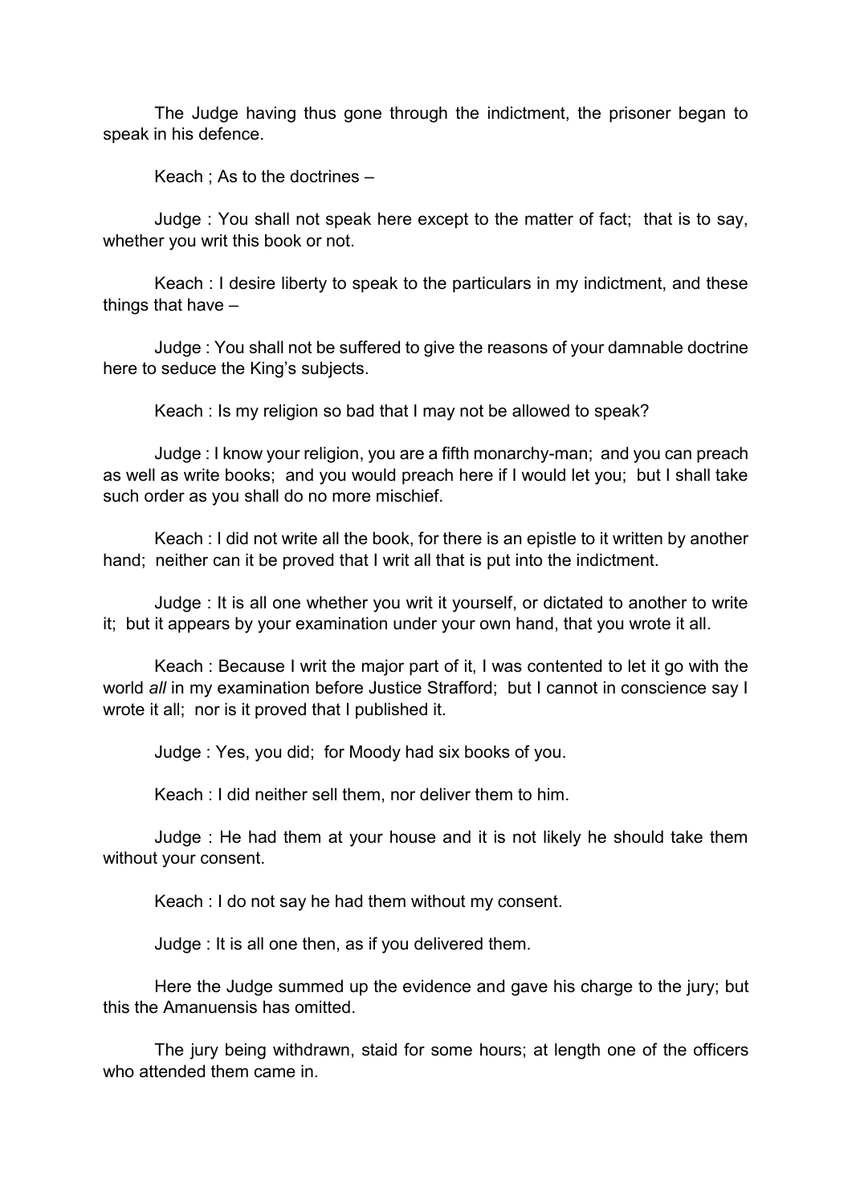The Judge having thus gone through the indictment, the prisoner began to speak in his defence.

Keach ; As to the doctrines –

Judge : You shall not speak here except to the matter of fact;  that is to say, whether you writ this book or not.

Keach : I desire liberty to speak to the particulars in my indictment, and these things that have –

Judge : You shall not be suffered to give the reasons of your damnable doctrine here to seduce the King's subjects.

Keach : Is my religion so bad that I may not be allowed to speak?

Judge : I know your religion, you are a fifth monarchy-man;  and you can preach as well as write books;  and you would preach here if I would let you;  but I shall take such order as you shall do no more mischief.

Keach : I did not write all the book, for there is an epistle to it written by another hand;  neither can it be proved that I writ all that is put into the indictment.

Judge : It is all one whether you writ it yourself, or dictated to another to write it;  but it appears by your examination under your own hand, that you wrote it all.

Keach : Because I writ the major part of it, I was contented to let it go with the world *all* in my examination before Justice Strafford;  but I cannot in conscience say I wrote it all;  nor is it proved that I published it.

Judge : Yes, you did;  for Moody had six books of you.

Keach : I did neither sell them, nor deliver them to him.

Judge : He had them at your house and it is not likely he should take them without your consent.

Keach : I do not say he had them without my consent.

Judge : It is all one then, as if you delivered them.

Here the Judge summed up the evidence and gave his charge to the jury; but this the Amanuensis has omitted.

The jury being withdrawn, staid for some hours; at length one of the officers who attended them came in.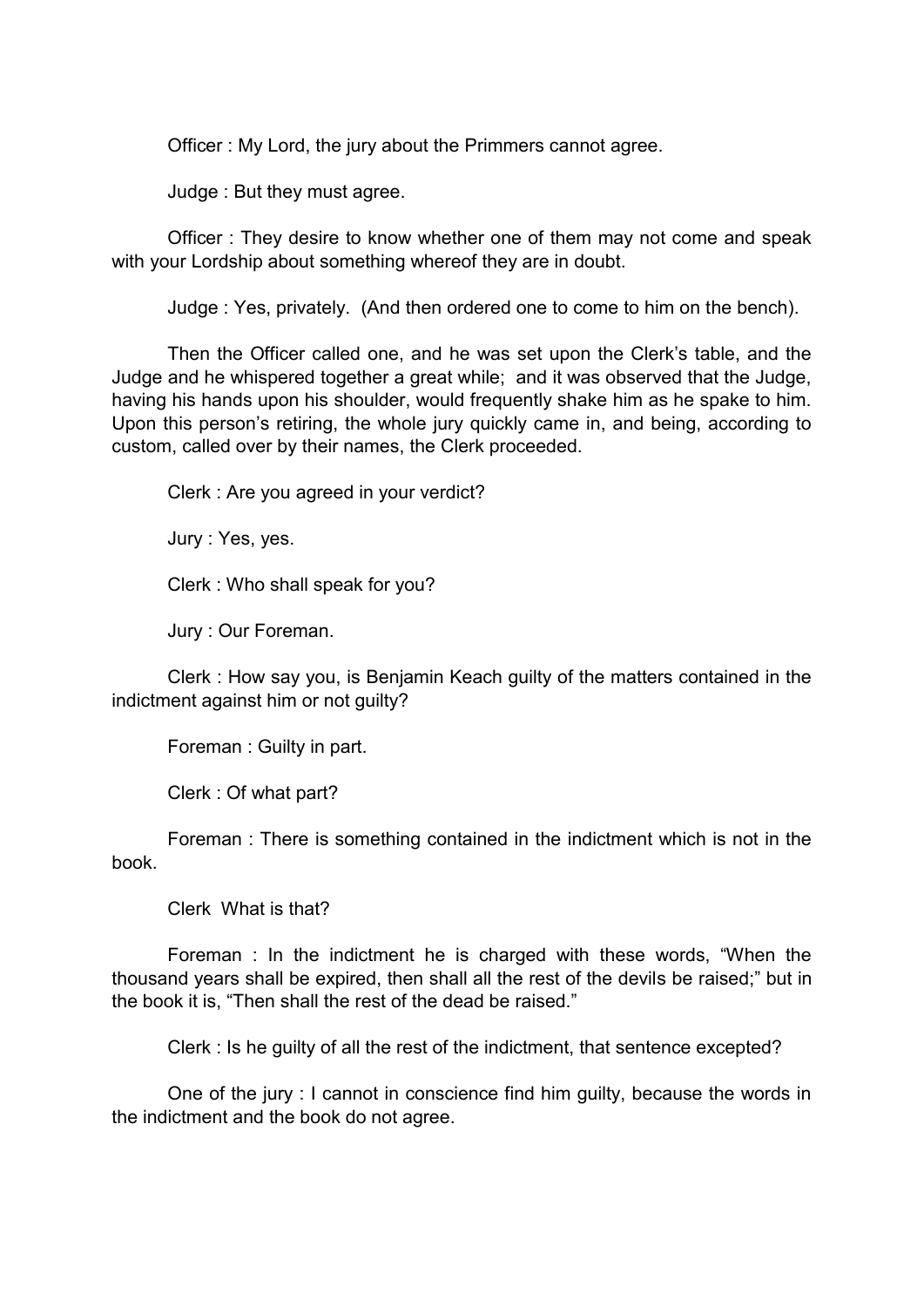Officer : My Lord, the jury about the Primmers cannot agree.

Judge : But they must agree.

Officer : They desire to know whether one of them may not come and speak with your Lordship about something whereof they are in doubt.

Judge : Yes, privately. (And then ordered one to come to him on the bench).

Then the Officer called one, and he was set upon the Clerk's table, and the Judge and he whispered together a great while; and it was observed that the Judge, having his hands upon his shoulder, would frequently shake him as he spake to him. Upon this person's retiring, the whole jury quickly came in, and being, according to custom, called over by their names, the Clerk proceeded.

Clerk : Are you agreed in your verdict?

Jury : Yes, yes.

Clerk : Who shall speak for you?

Jury : Our Foreman.

Clerk : How say you, is Benjamin Keach guilty of the matters contained in the indictment against him or not guilty?

Foreman : Guilty in part.

Clerk : Of what part?

Foreman : There is something contained in the indictment which is not in the book.

Clerk What is that?

Foreman : In the indictment he is charged with these words, "When the thousand years shall be expired, then shall all the rest of the devils be raised;" but in the book it is, "Then shall the rest of the dead be raised."

Clerk : Is he guilty of all the rest of the indictment, that sentence excepted?

One of the jury : I cannot in conscience find him guilty, because the words in the indictment and the book do not agree.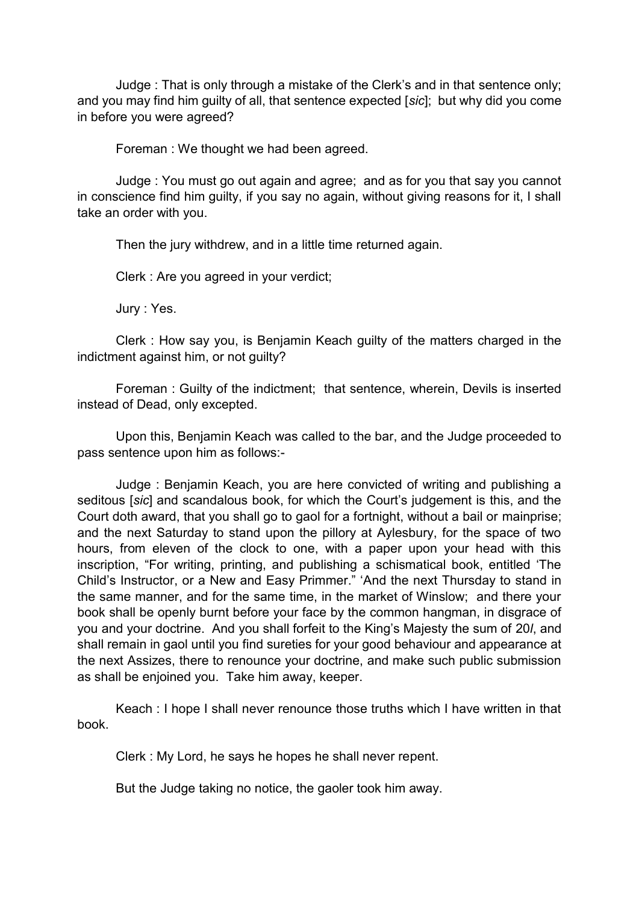Judge : That is only through a mistake of the Clerk's and in that sentence only; and you may find him guilty of all, that sentence expected [*sic*]; but why did you come in before you were agreed?

Foreman : We thought we had been agreed.

Judge : You must go out again and agree; and as for you that say you cannot in conscience find him guilty, if you say no again, without giving reasons for it, I shall take an order with you.

Then the jury withdrew, and in a little time returned again.

Clerk : Are you agreed in your verdict;

Jury : Yes.

Clerk : How say you, is Benjamin Keach guilty of the matters charged in the indictment against him, or not guilty?

Foreman : Guilty of the indictment; that sentence, wherein, Devils is inserted instead of Dead, only excepted.

Upon this, Benjamin Keach was called to the bar, and the Judge proceeded to pass sentence upon him as follows:-

Judge : Benjamin Keach, you are here convicted of writing and publishing a seditous [*sic*] and scandalous book, for which the Court's judgement is this, and the Court doth award, that you shall go to gaol for a fortnight, without a bail or mainprise; and the next Saturday to stand upon the pillory at Aylesbury, for the space of two hours, from eleven of the clock to one, with a paper upon your head with this inscription, "For writing, printing, and publishing a schismatical book, entitled 'The Child's Instructor, or a New and Easy Primmer." 'And the next Thursday to stand in the same manner, and for the same time, in the market of Winslow; and there your book shall be openly burnt before your face by the common hangman, in disgrace of you and your doctrine. And you shall forfeit to the King's Majesty the sum of 20*l*, and shall remain in gaol until you find sureties for your good behaviour and appearance at the next Assizes, there to renounce your doctrine, and make such public submission as shall be enjoined you. Take him away, keeper.

Keach : I hope I shall never renounce those truths which I have written in that book.

Clerk : My Lord, he says he hopes he shall never repent.

But the Judge taking no notice, the gaoler took him away.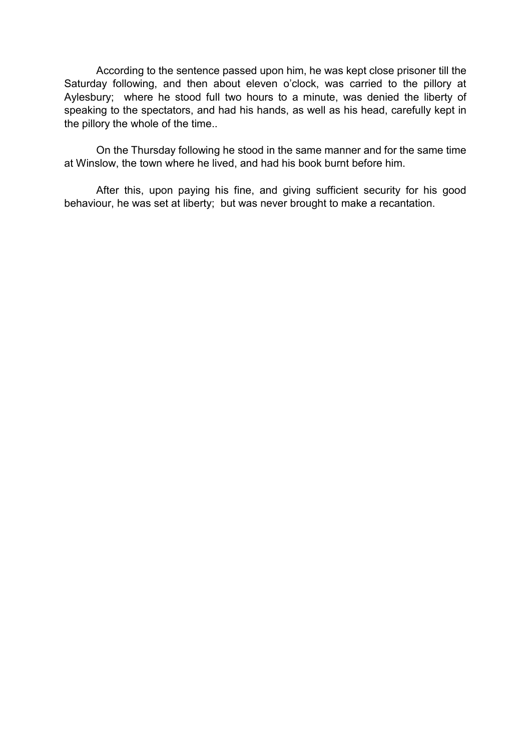According to the sentence passed upon him, he was kept close prisoner till the Saturday following, and then about eleven o'clock, was carried to the pillory at Aylesbury; where he stood full two hours to a minute, was denied the liberty of speaking to the spectators, and had his hands, as well as his head, carefully kept in the pillory the whole of the time..

On the Thursday following he stood in the same manner and for the same time at Winslow, the town where he lived, and had his book burnt before him.

After this, upon paying his fine, and giving sufficient security for his good behaviour, he was set at liberty; but was never brought to make a recantation.